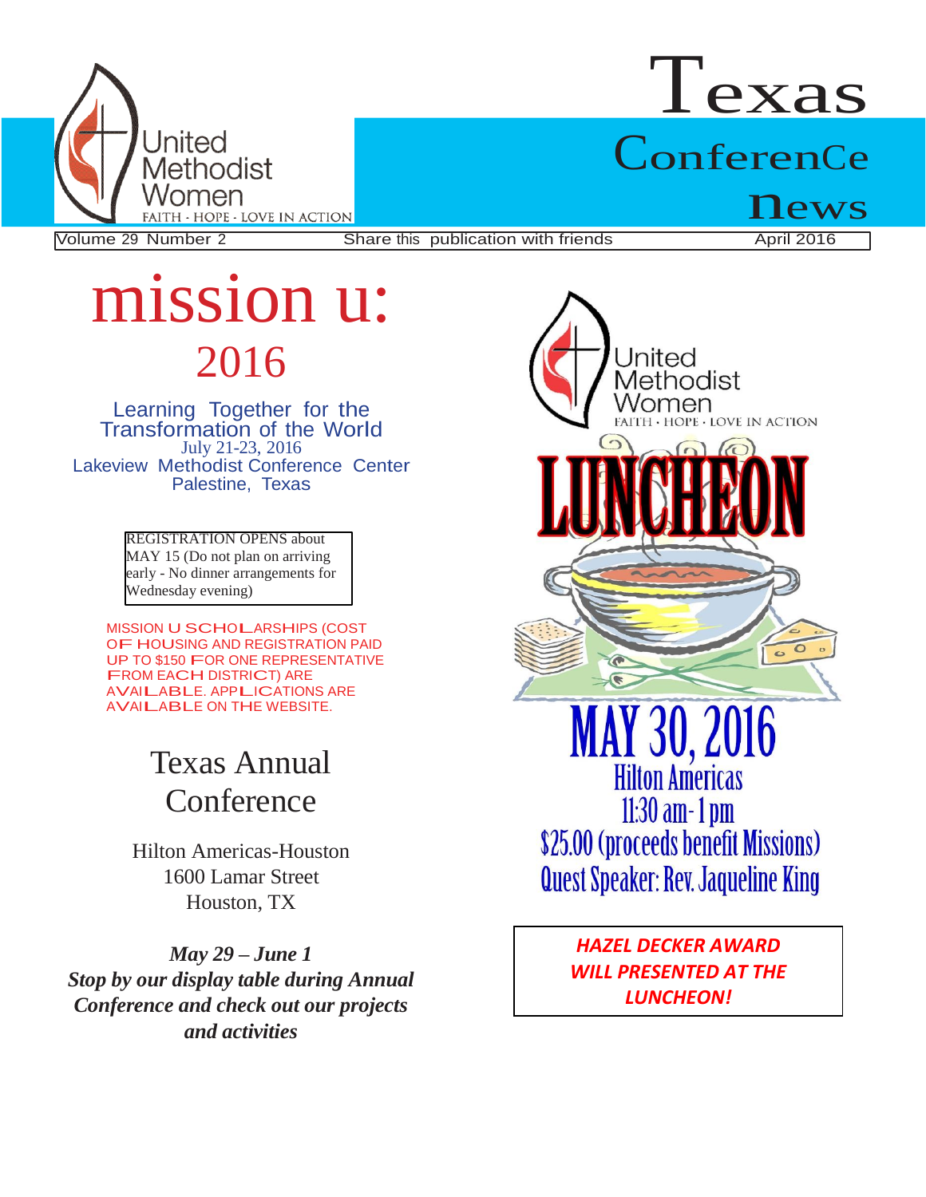United Methodist Women
FAITH · HOPE · LOVE IN ACTION

# Texas ConferenCe news

Volume 29 Number 2 | Share this publication with friends | April 2016

# mission u: 2016

Learning Together for the Transformation of the World
July 21-23, 2016
Lakeview Methodist Conference Center
Palestine, Texas

REGISTRATION OPENS about MAY 15 (Do not plan on arriving early - No dinner arrangements for Wednesday evening)

MISSION U SCHOLARSHIPS (COST OF HOUSING AND REGISTRATION PAID UP TO $150 FOR ONE REPRESENTATIVE FROM EACH DISTRICT) ARE AVAILABLE. APPLICATIONS ARE AVAILABLE ON THE WEBSITE.

## Texas Annual Conference

Hilton Americas-Houston
1600 Lamar Street
Houston, TX

***May 29 – June 1***
***Stop by our display table during Annual Conference and check out our projects and activities***

United Methodist Women
FAITH · HOPE · LOVE IN ACTION

# LUNCHEON

## MAY 30, 2016

Hilton Americas
11:30 am - 1 pm
$25.00 (proceeds benefit Missions)
Quest Speaker: Rev. Jaqueline King

***HAZEL DECKER AWARD WILL PRESENTED AT THE LUNCHEON!***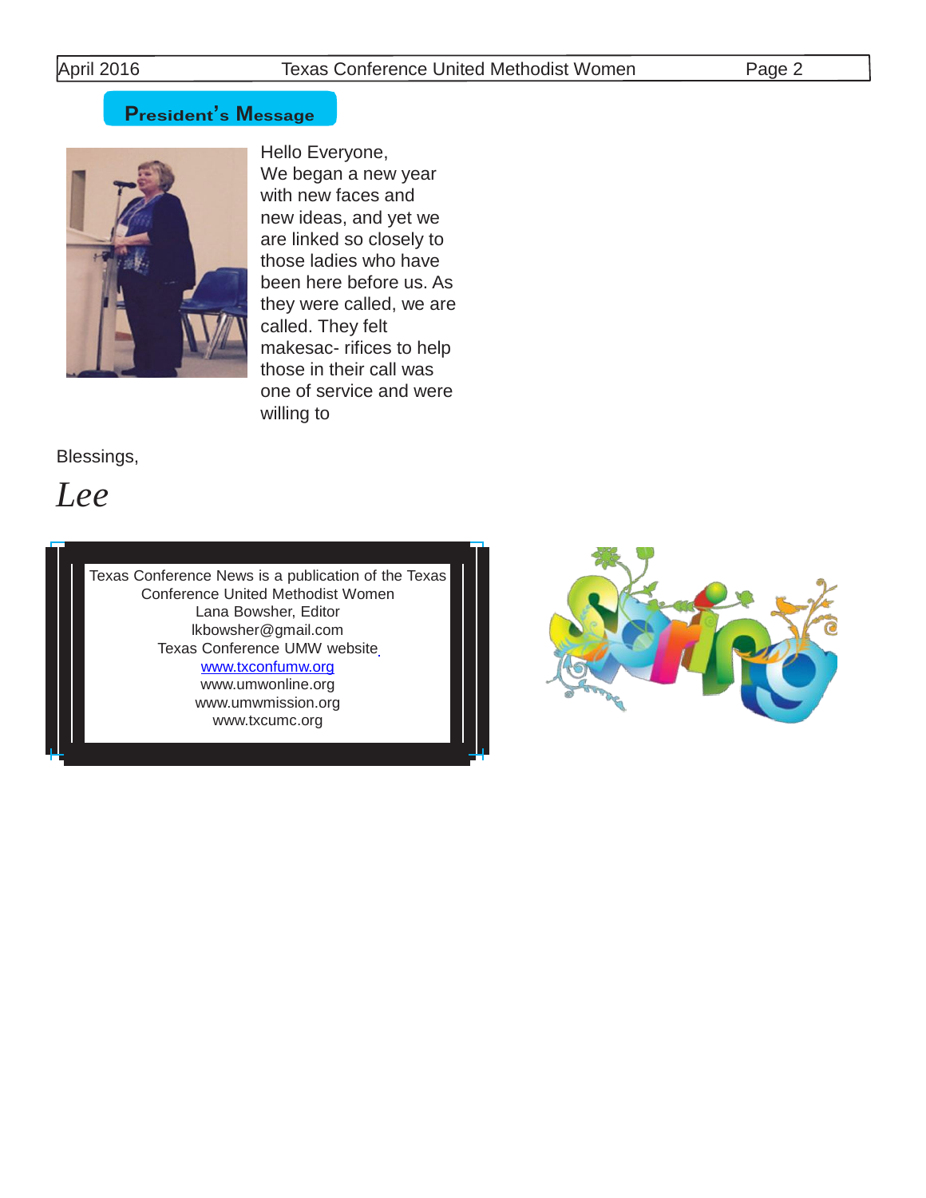## President's Message

Hello Everyone,
We began a new year with new faces and new ideas, and yet we are linked so closely to those ladies who have been here before us. As they were called, we are called. They felt makesac- rifices to help those in their call was one of service and were willing to

Blessings,

*Lee*

Texas Conference News is a publication of the Texas Conference United Methodist Women
Lana Bowsher, Editor
lkbowsher@gmail.com
Texas Conference UMW website
www.txconfumw.org
www.umwonline.org
www.umwmission.org
www.txcumc.org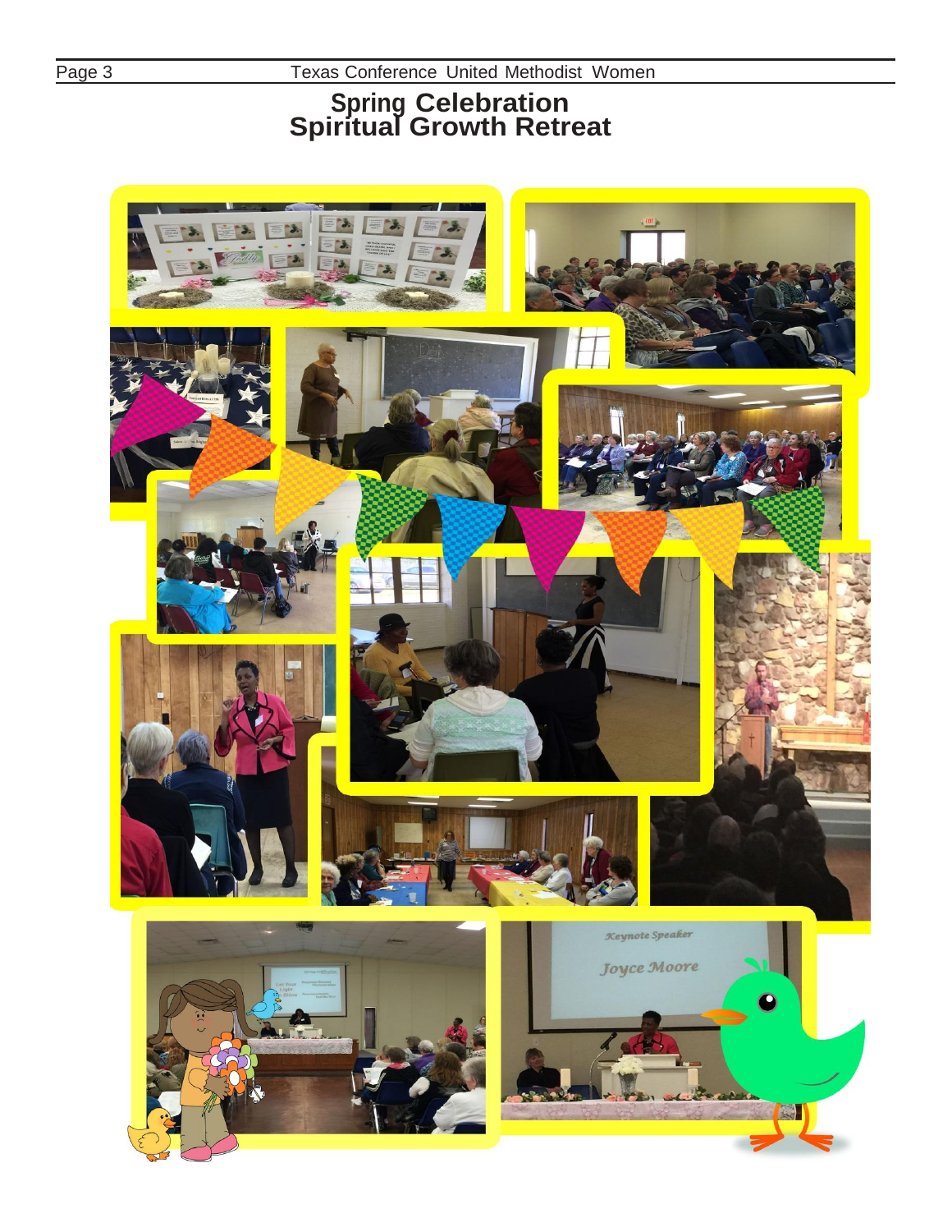# Spring Celebration
# Spiritual Growth Retreat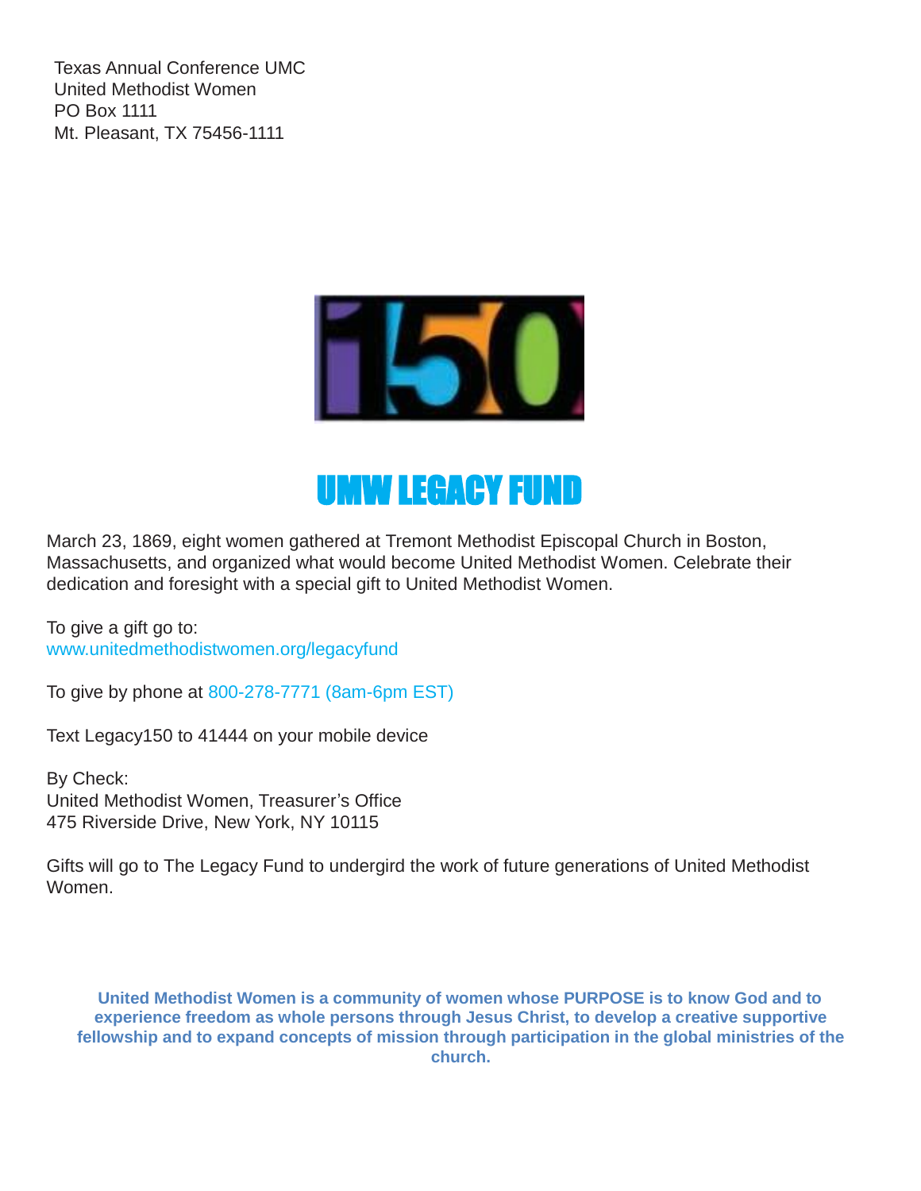Texas Annual Conference UMC
United Methodist Women
PO Box 1111
Mt. Pleasant, TX 75456-1111

# UMW LEGACY FUND

March 23, 1869, eight women gathered at Tremont Methodist Episcopal Church in Boston, Massachusetts, and organized what would become United Methodist Women. Celebrate their dedication and foresight with a special gift to United Methodist Women.

To give a gift go to:
www.unitedmethodistwomen.org/legacyfund

To give by phone at 800-278-7771 (8am-6pm EST)

Text Legacy150 to 41444 on your mobile device

By Check:
United Methodist Women, Treasurer's Office
475 Riverside Drive, New York, NY 10115

Gifts will go to The Legacy Fund to undergird the work of future generations of United Methodist Women.

**United Methodist Women is a community of women whose PURPOSE is to know God and to experience freedom as whole persons through Jesus Christ, to develop a creative supportive fellowship and to expand concepts of mission through participation in the global ministries of the church.**